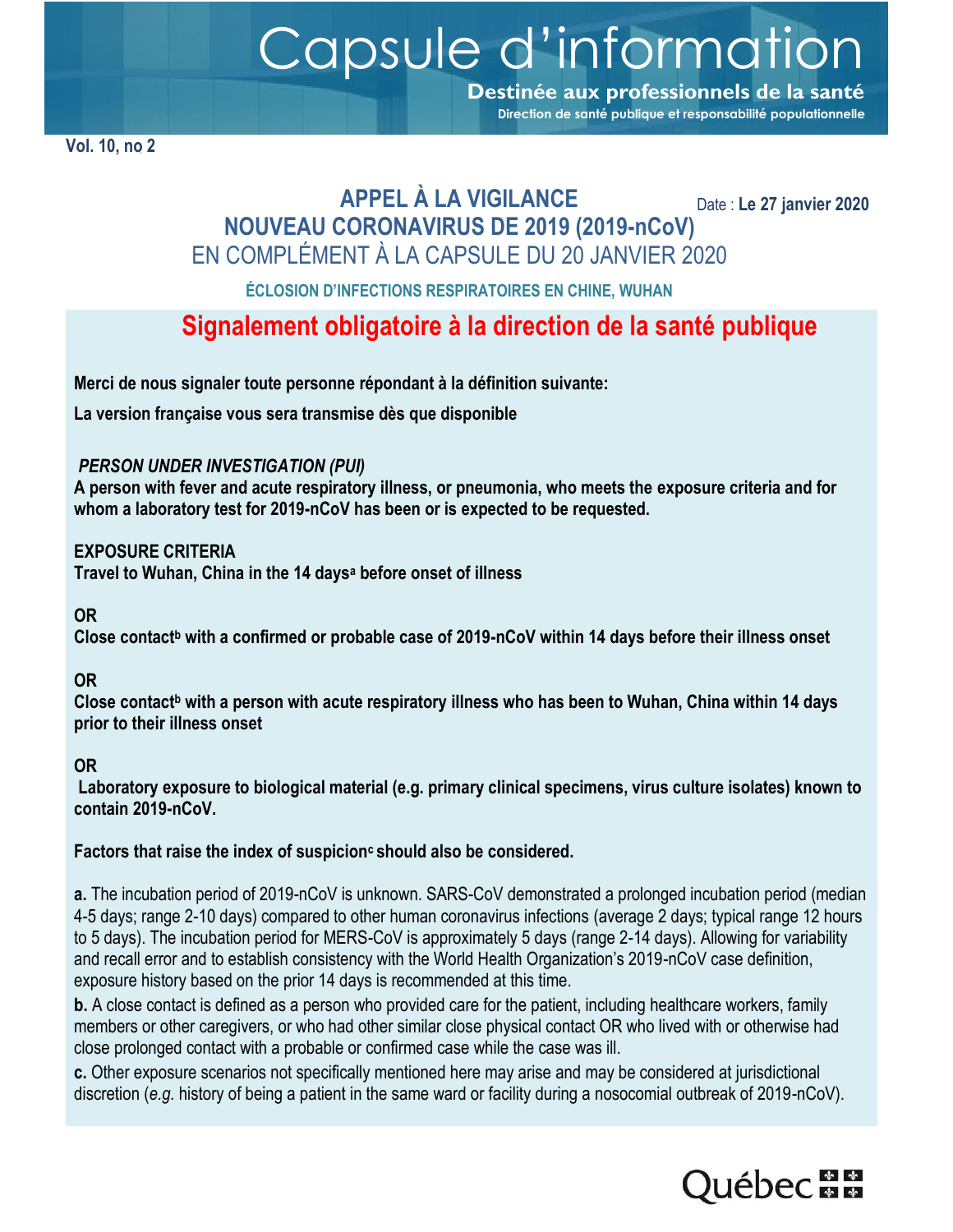# Capsule d'information

**Destinée aux professionnels de la santé**

**Direction de santé publique et responsabilité populationnelle**

**Vol. 10, no 2**

Date : **Le 27 janvier 2020**

## APPEL À LA VIGILANCE
## NOUVEAU CORONAVIRUS DE 2019 (2019-nCoV)
## EN COMPLÉMENT À LA CAPSULE DU 20 JANVIER 2020

**ÉCLOSION D'INFECTIONS RESPIRATOIRES EN CHINE, WUHAN**

## Signalement obligatoire à la direction de la santé publique

**Merci de nous signaler toute personne répondant à la définition suivante:**

**La version française vous sera transmise dès que disponible**

***PERSON UNDER INVESTIGATION (PUI)***
**A person with fever and acute respiratory illness, or pneumonia, who meets the exposure criteria and for whom a laboratory test for 2019-nCoV has been or is expected to be requested.**

**EXPOSURE CRITERIA**
**Travel to Wuhan, China in the 14 days[a] before onset of illness**

**OR**
**Close contact[b] with a confirmed or probable case of 2019-nCoV within 14 days before their illness onset**

**OR**
**Close contact[b] with a person with acute respiratory illness who has been to Wuhan, China within 14 days prior to their illness onset**

**OR**
**Laboratory exposure to biological material (e.g. primary clinical specimens, virus culture isolates) known to contain 2019-nCoV.**

**Factors that raise the index of suspicion[c] should also be considered.**

**a.** The incubation period of 2019-nCoV is unknown. SARS-CoV demonstrated a prolonged incubation period (median 4-5 days; range 2-10 days) compared to other human coronavirus infections (average 2 days; typical range 12 hours to 5 days). The incubation period for MERS-CoV is approximately 5 days (range 2-14 days). Allowing for variability and recall error and to establish consistency with the World Health Organization's 2019-nCoV case definition, exposure history based on the prior 14 days is recommended at this time.

**b.** A close contact is defined as a person who provided care for the patient, including healthcare workers, family members or other caregivers, or who had other similar close physical contact OR who lived with or otherwise had close prolonged contact with a probable or confirmed case while the case was ill.

**c.** Other exposure scenarios not specifically mentioned here may arise and may be considered at jurisdictional discretion (*e.g.* history of being a patient in the same ward or facility during a nosocomial outbreak of 2019-nCoV).

Québec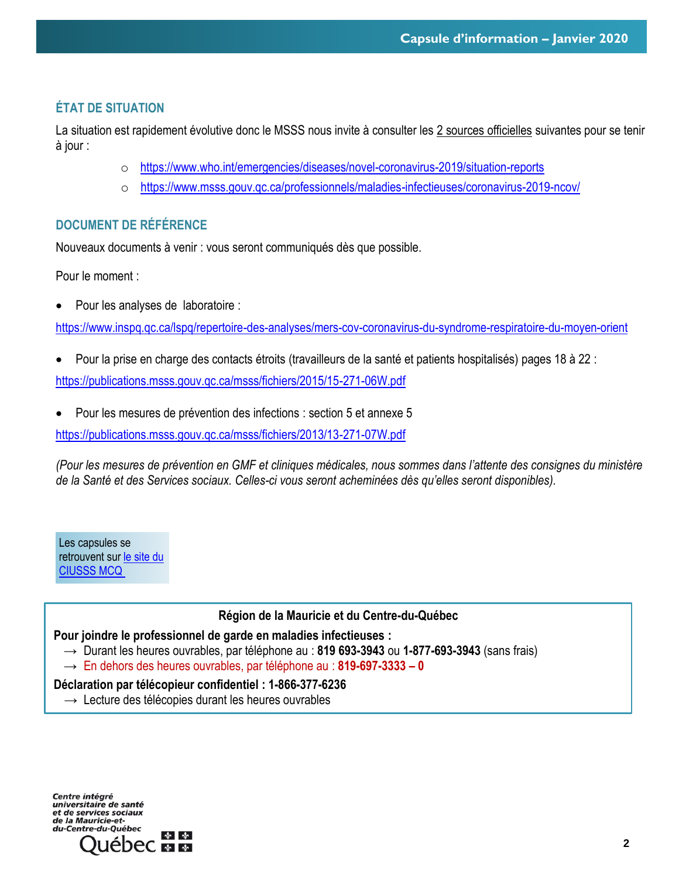## ÉTAT DE SITUATION

La situation est rapidement évolutive donc le MSSS nous invite à consulter les 2 sources officielles suivantes pour se tenir à jour :

- https://www.who.int/emergencies/diseases/novel-coronavirus-2019/situation-reports
- https://www.msss.gouv.qc.ca/professionnels/maladies-infectieuses/coronavirus-2019-ncov/

## DOCUMENT DE RÉFÉRENCE

Nouveaux documents à venir : vous seront communiqués dès que possible.

Pour le moment :

- Pour les analyses de laboratoire :

https://www.inspq.qc.ca/lspq/repertoire-des-analyses/mers-cov-coronavirus-du-syndrome-respiratoire-du-moyen-orient

- Pour la prise en charge des contacts étroits (travailleurs de la santé et patients hospitalisés) pages 18 à 22 :

https://publications.msss.gouv.qc.ca/msss/fichiers/2015/15-271-06W.pdf

- Pour les mesures de prévention des infections : section 5 et annexe 5

https://publications.msss.gouv.qc.ca/msss/fichiers/2013/13-271-07W.pdf

*(Pour les mesures de prévention en GMF et cliniques médicales, nous sommes dans l'attente des consignes du ministère de la Santé et des Services sociaux. Celles-ci vous seront acheminées dès qu'elles seront disponibles).*

Les capsules se retrouvent sur le site du CIUSSS MCQ

**Région de la Mauricie et du Centre-du-Québec**

**Pour joindre le professionnel de garde en maladies infectieuses :**

→ Durant les heures ouvrables, par téléphone au : **819 693-3943** ou **1-877-693-3943** (sans frais)

→ En dehors des heures ouvrables, par téléphone au : **819-697-3333 – 0**

**Déclaration par télécopieur confidentiel : 1-866-377-6236**

→ Lecture des télécopies durant les heures ouvrables

Centre intégré universitaire de santé et de services sociaux de la Mauricie-et-du-Centre-du-Québec

Québec